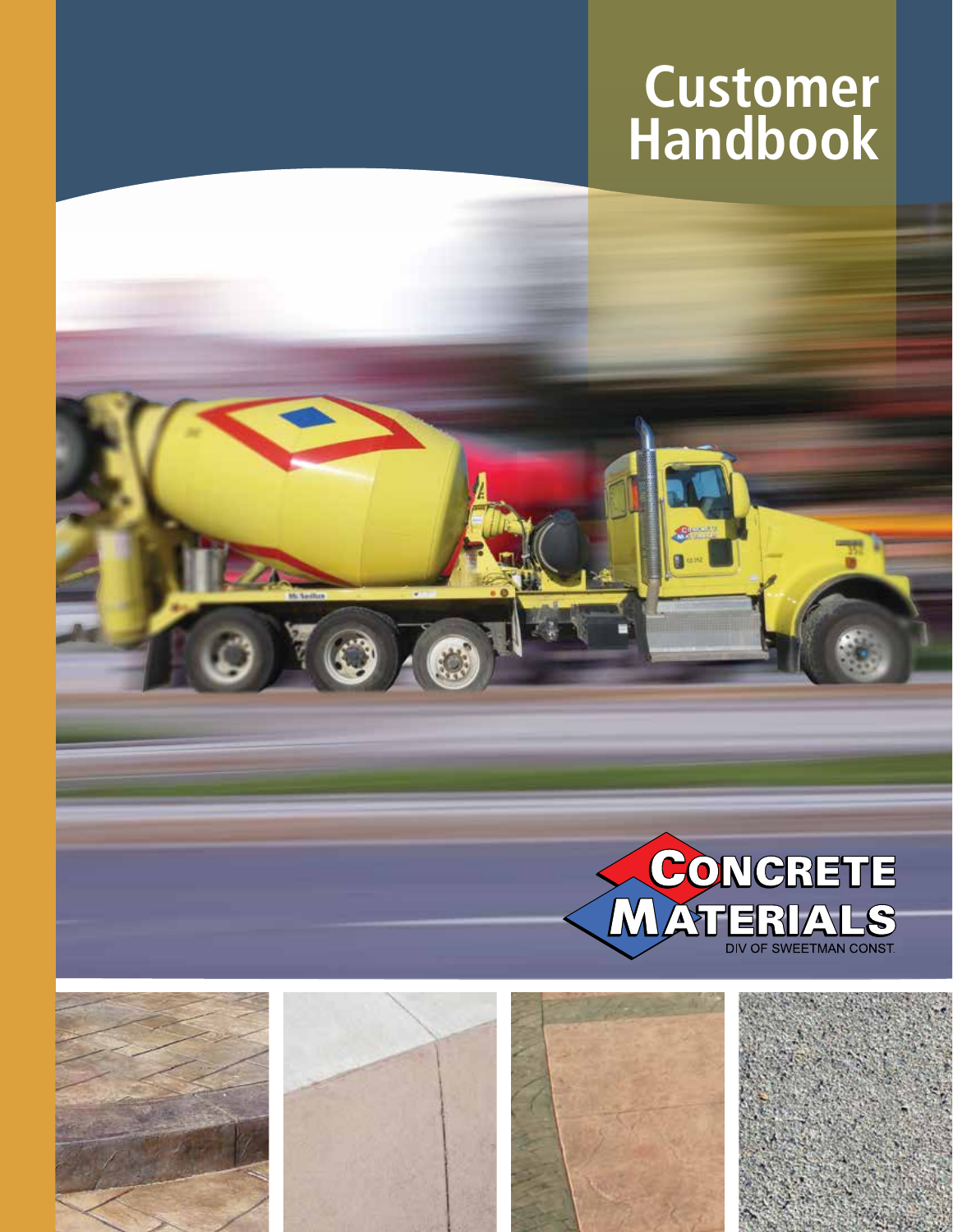# Customer Handbook

CONCRETE MATERIALS

DIV OF SWEETMAN CONST.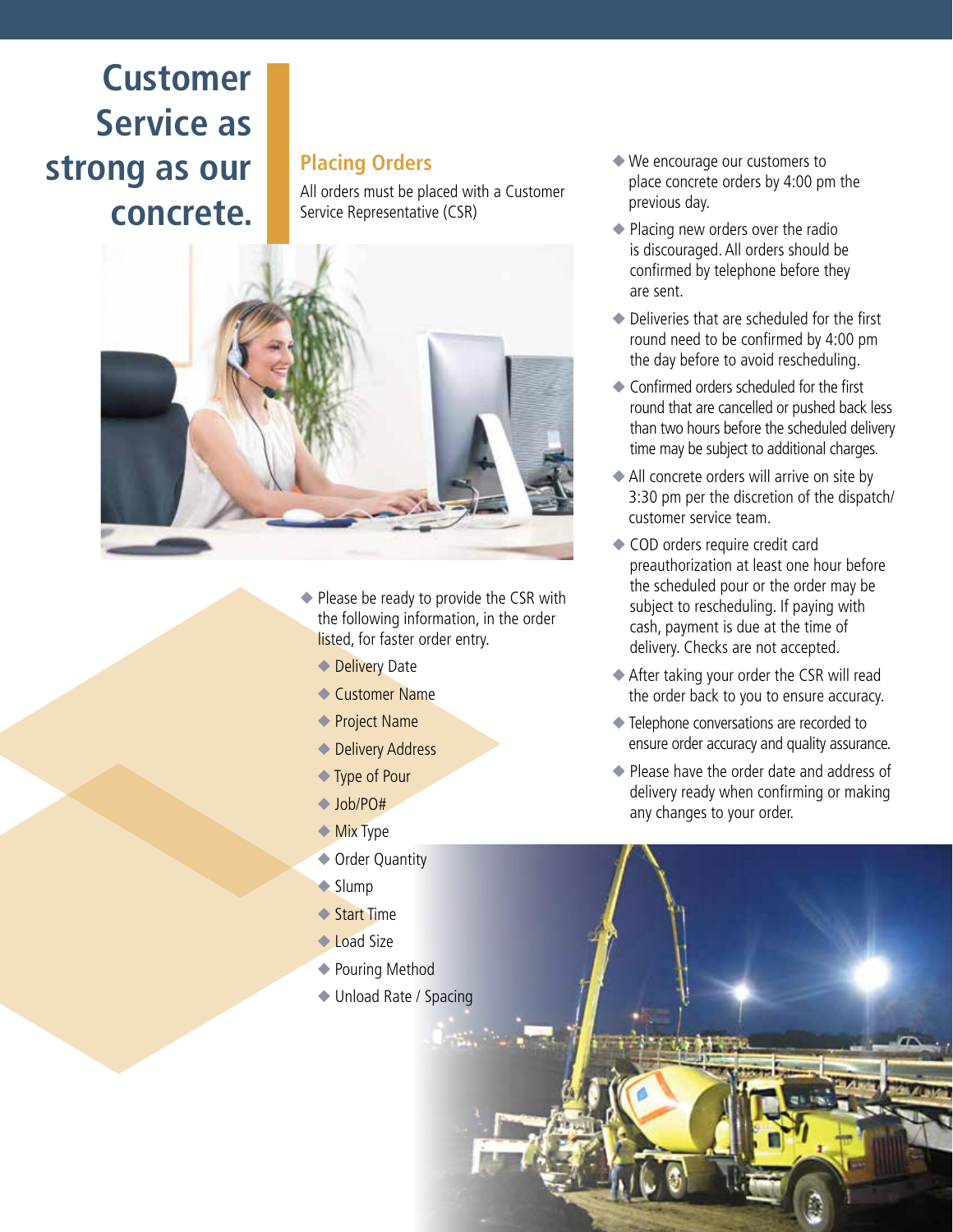# Customer Service as strong as our concrete.

## Placing Orders

All orders must be placed with a Customer Service Representative (CSR)

- Please be ready to provide the CSR with the following information, in the order listed, for faster order entry.
  - Delivery Date
  - Customer Name
  - Project Name
  - Delivery Address
  - Type of Pour
  - Job/PO#
  - Mix Type
  - Order Quantity
  - Slump
  - Start Time
  - Load Size
  - Pouring Method
  - Unload Rate / Spacing
- We encourage our customers to place concrete orders by 4:00 pm the previous day.
- Placing new orders over the radio is discouraged. All orders should be confirmed by telephone before they are sent.
- Deliveries that are scheduled for the first round need to be confirmed by 4:00 pm the day before to avoid rescheduling.
- Confirmed orders scheduled for the first round that are cancelled or pushed back less than two hours before the scheduled delivery time may be subject to additional charges.
- All concrete orders will arrive on site by 3:30 pm per the discretion of the dispatch/customer service team.
- COD orders require credit card preauthorization at least one hour before the scheduled pour or the order may be subject to rescheduling. If paying with cash, payment is due at the time of delivery. Checks are not accepted.
- After taking your order the CSR will read the order back to you to ensure accuracy.
- Telephone conversations are recorded to ensure order accuracy and quality assurance.
- Please have the order date and address of delivery ready when confirming or making any changes to your order.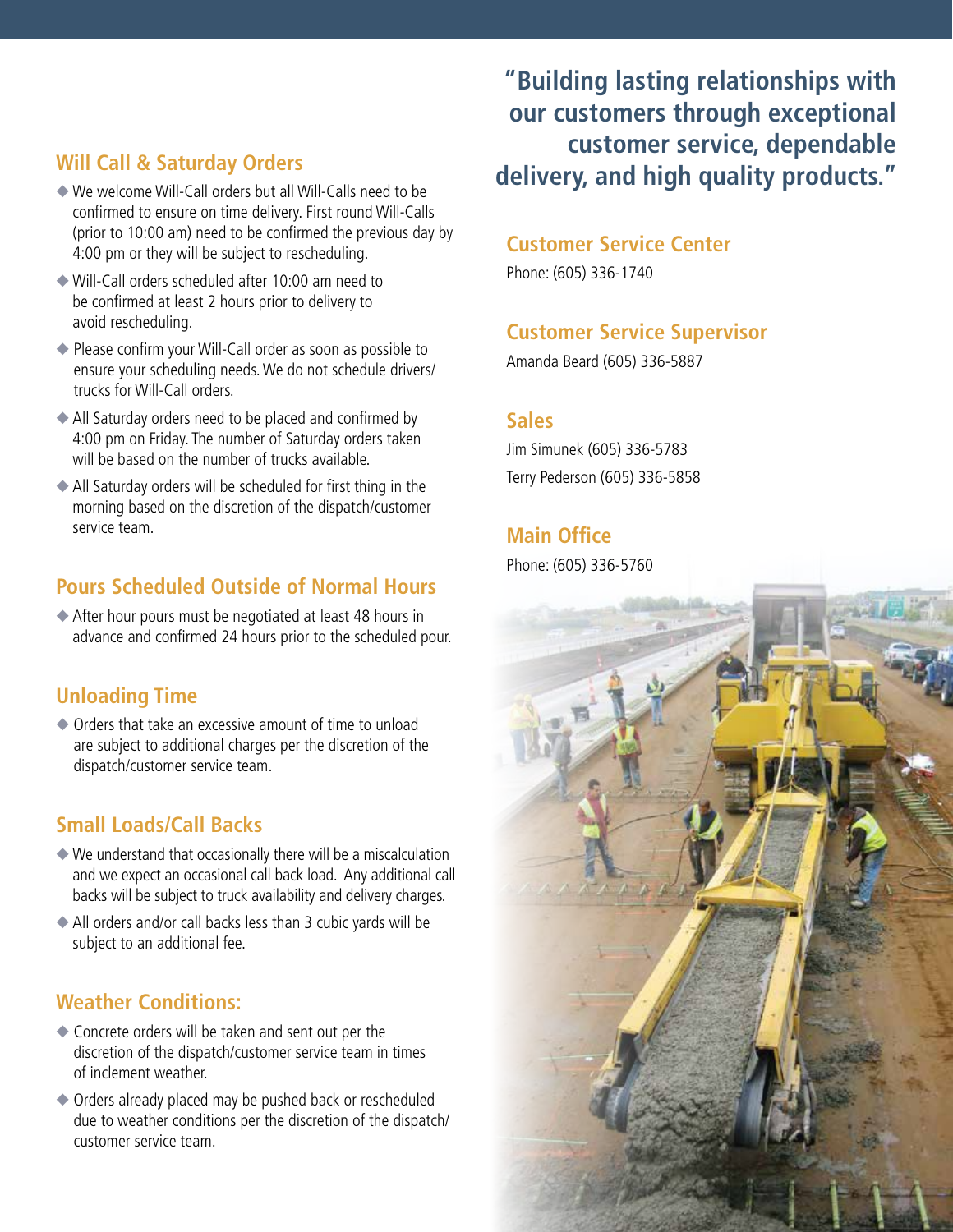## Will Call & Saturday Orders

- We welcome Will-Call orders but all Will-Calls need to be confirmed to ensure on time delivery. First round Will-Calls (prior to 10:00 am) need to be confirmed the previous day by 4:00 pm or they will be subject to rescheduling.
- Will-Call orders scheduled after 10:00 am need to be confirmed at least 2 hours prior to delivery to avoid rescheduling.
- Please confirm your Will-Call order as soon as possible to ensure your scheduling needs. We do not schedule drivers/trucks for Will-Call orders.
- All Saturday orders need to be placed and confirmed by 4:00 pm on Friday. The number of Saturday orders taken will be based on the number of trucks available.
- All Saturday orders will be scheduled for first thing in the morning based on the discretion of the dispatch/customer service team.

## Pours Scheduled Outside of Normal Hours

- After hour pours must be negotiated at least 48 hours in advance and confirmed 24 hours prior to the scheduled pour.

## Unloading Time

- Orders that take an excessive amount of time to unload are subject to additional charges per the discretion of the dispatch/customer service team.

## Small Loads/Call Backs

- We understand that occasionally there will be a miscalculation and we expect an occasional call back load. Any additional call backs will be subject to truck availability and delivery charges.
- All orders and/or call backs less than 3 cubic yards will be subject to an additional fee.

## Weather Conditions:

- Concrete orders will be taken and sent out per the discretion of the dispatch/customer service team in times of inclement weather.
- Orders already placed may be pushed back or rescheduled due to weather conditions per the discretion of the dispatch/customer service team.

**"Building lasting relationships with our customers through exceptional customer service, dependable delivery, and high quality products."**

## Customer Service Center

Phone: (605) 336-1740

## Customer Service Supervisor

Amanda Beard (605) 336-5887

## Sales

Jim Simunek (605) 336-5783

Terry Pederson (605) 336-5858

## Main Office

Phone: (605) 336-5760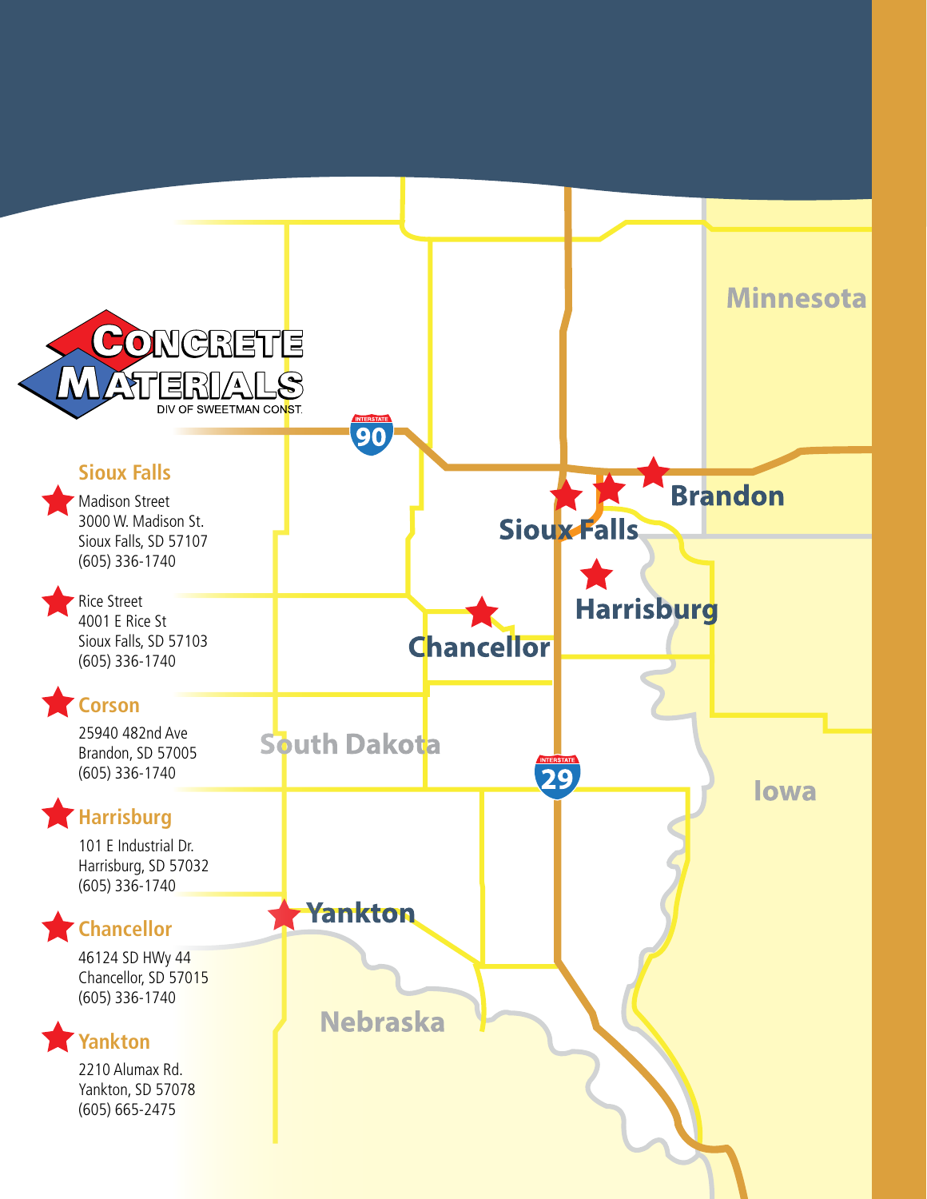**CONCRETE MATERIALS**
DIV OF SWEETMAN CONST.

## Sioux Falls

Madison Street
3000 W. Madison St.
Sioux Falls, SD 57107
(605) 336-1740

Rice Street
4001 E Rice St
Sioux Falls, SD 57103
(605) 336-1740

## Corson

25940 482nd Ave
Brandon, SD 57005
(605) 336-1740

## Harrisburg

101 E Industrial Dr.
Harrisburg, SD 57032
(605) 336-1740

## Chancellor

46124 SD HWy 44
Chancellor, SD 57015
(605) 336-1740

## Yankton

2210 Alumax Rd.
Yankton, SD 57078
(605) 665-2475

Minnesota
INTERSTATE 90
Brandon
Sioux Falls
Harrisburg
Chancellor
South Dakota
INTERSTATE 29
Iowa
Yankton
Nebraska